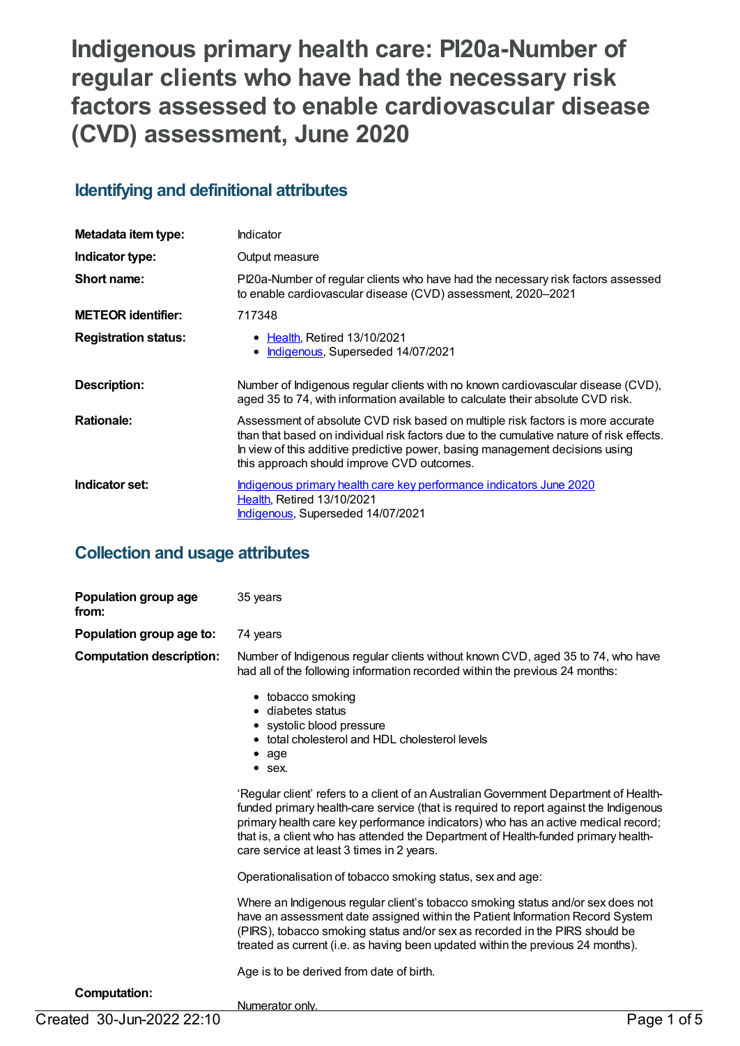# Indigenous primary health care: PI20a-Number of regular clients who have had the necessary risk factors assessed to enable cardiovascular disease (CVD) assessment, June 2020

## Identifying and definitional attributes

| | |
|---|---|
| **Metadata item type:** | Indicator |
| **Indicator type:** | Output measure |
| **Short name:** | PI20a-Number of regular clients who have had the necessary risk factors assessed to enable cardiovascular disease (CVD) assessment, 2020–2021 |
| **METEOR identifier:** | 717348 |
| **Registration status:** | • Health, Retired 13/10/2021<br>• Indigenous, Superseded 14/07/2021 |
| **Description:** | Number of Indigenous regular clients with no known cardiovascular disease (CVD), aged 35 to 74, with information available to calculate their absolute CVD risk. |
| **Rationale:** | Assessment of absolute CVD risk based on multiple risk factors is more accurate than that based on individual risk factors due to the cumulative nature of risk effects. In view of this additive predictive power, basing management decisions using this approach should improve CVD outcomes. |
| **Indicator set:** | Indigenous primary health care key performance indicators June 2020<br>Health, Retired 13/10/2021<br>Indigenous, Superseded 14/07/2021 |

## Collection and usage attributes

**Population group age from:** 35 years

**Population group age to:** 74 years

**Computation description:** Number of Indigenous regular clients without known CVD, aged 35 to 74, who have had all of the following information recorded within the previous 24 months:

- tobacco smoking
- diabetes status
- systolic blood pressure
- total cholesterol and HDL cholesterol levels
- age
- sex.

'Regular client' refers to a client of an Australian Government Department of Health-funded primary health-care service (that is required to report against the Indigenous primary health care key performance indicators) who has an active medical record; that is, a client who has attended the Department of Health-funded primary health-care service at least 3 times in 2 years.

Operationalisation of tobacco smoking status, sex and age:

Where an Indigenous regular client's tobacco smoking status and/or sex does not have an assessment date assigned within the Patient Information Record System (PIRS), tobacco smoking status and/or sex as recorded in the PIRS should be treated as current (i.e. as having been updated within the previous 24 months).

Age is to be derived from date of birth.

**Computation:** Numerator only.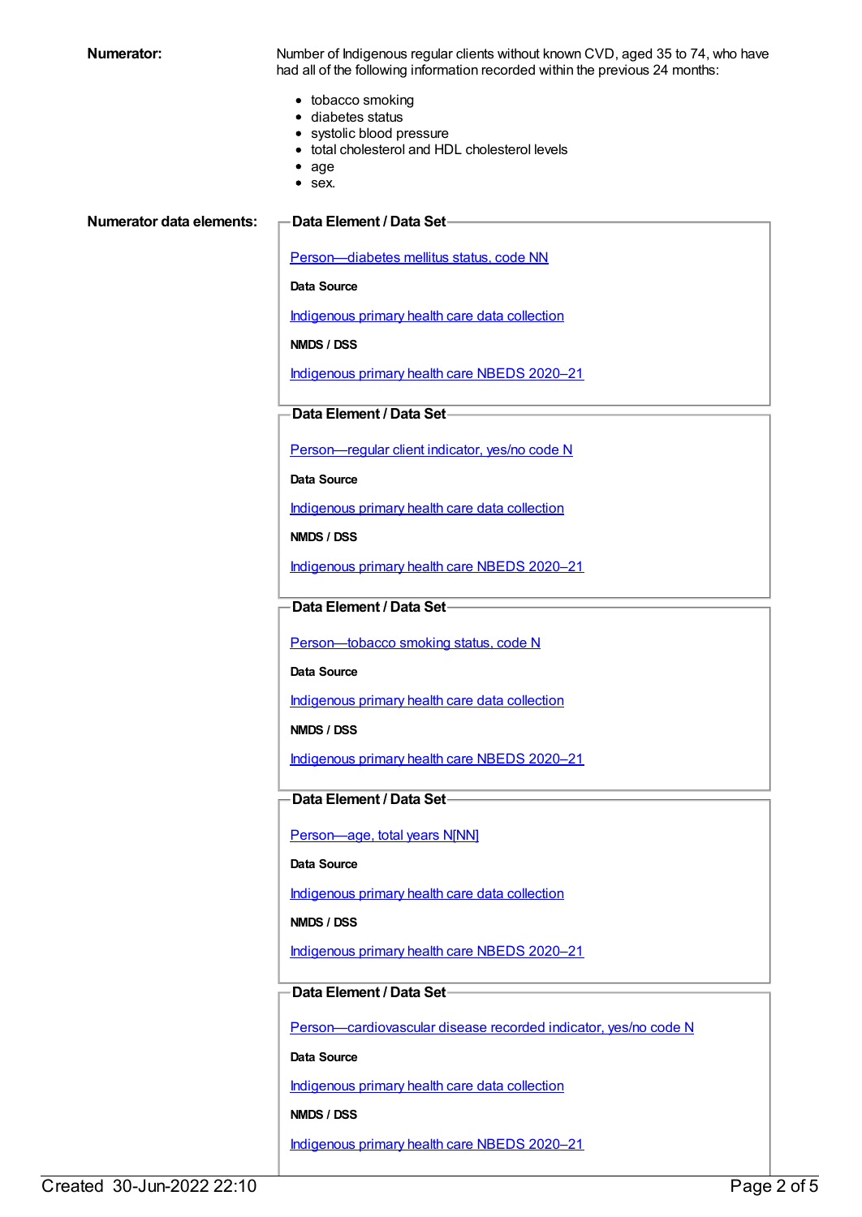**Numerator:**

Number of Indigenous regular clients without known CVD, aged 35 to 74, who have had all of the following information recorded within the previous 24 months:

- tobacco smoking
- diabetes status
- systolic blood pressure
- total cholesterol and HDL cholesterol levels
- age
- sex.

**Numerator data elements:**

**Data Element / Data Set**

Person—diabetes mellitus status, code NN

**Data Source**

Indigenous primary health care data collection

**NMDS / DSS**

Indigenous primary health care NBEDS 2020–21

**Data Element / Data Set**

Person—regular client indicator, yes/no code N

**Data Source**

Indigenous primary health care data collection

**NMDS / DSS**

Indigenous primary health care NBEDS 2020–21

**Data Element / Data Set**

Person—tobacco smoking status, code N

**Data Source**

Indigenous primary health care data collection

**NMDS / DSS**

Indigenous primary health care NBEDS 2020–21

**Data Element / Data Set**

Person—age, total years N[NN]

**Data Source**

Indigenous primary health care data collection

**NMDS / DSS**

Indigenous primary health care NBEDS 2020–21

**Data Element / Data Set**

Person—cardiovascular disease recorded indicator, yes/no code N

**Data Source**

Indigenous primary health care data collection

**NMDS / DSS**

Indigenous primary health care NBEDS 2020–21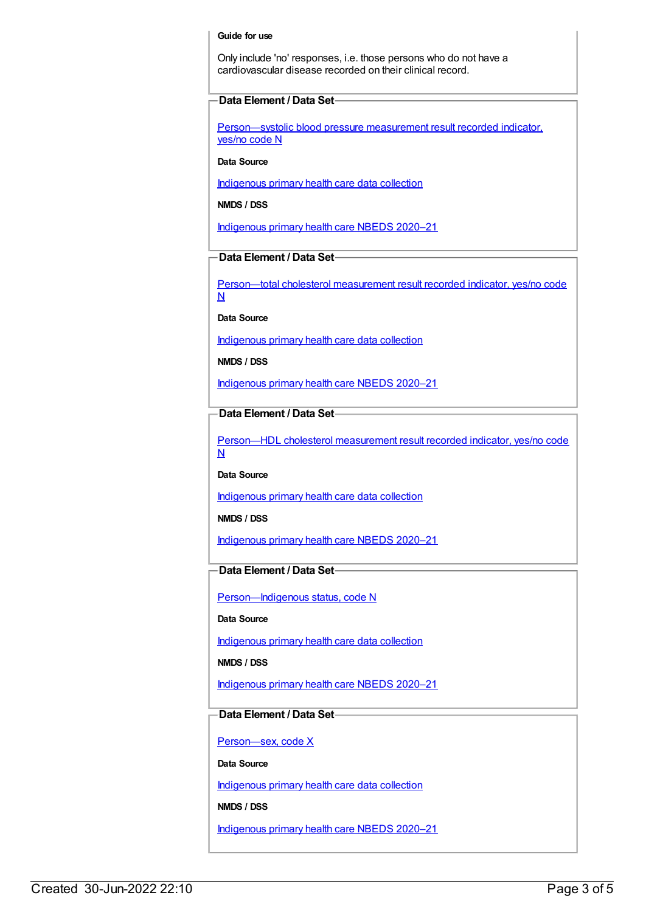**Guide for use**

Only include 'no' responses, i.e. those persons who do not have a cardiovascular disease recorded on their clinical record.

**Data Element / Data Set**

Person—systolic blood pressure measurement result recorded indicator, yes/no code N

**Data Source**

Indigenous primary health care data collection

**NMDS / DSS**

Indigenous primary health care NBEDS 2020–21

**Data Element / Data Set**

Person—total cholesterol measurement result recorded indicator, yes/no code N

**Data Source**

Indigenous primary health care data collection

**NMDS / DSS**

Indigenous primary health care NBEDS 2020–21

**Data Element / Data Set**

Person—HDL cholesterol measurement result recorded indicator, yes/no code N

**Data Source**

Indigenous primary health care data collection

**NMDS / DSS**

Indigenous primary health care NBEDS 2020–21

**Data Element / Data Set**

Person—Indigenous status, code N

**Data Source**

Indigenous primary health care data collection

**NMDS / DSS**

Indigenous primary health care NBEDS 2020–21

**Data Element / Data Set**

Person—sex, code X

**Data Source**

Indigenous primary health care data collection

**NMDS / DSS**

Indigenous primary health care NBEDS 2020–21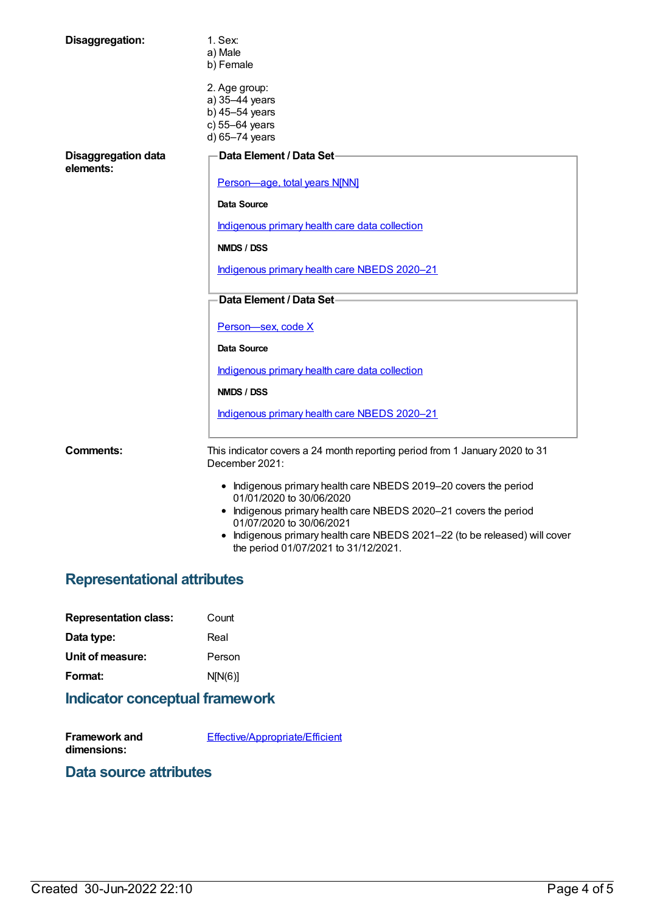**Disaggregation:**

1. Sex:
a) Male
b) Female

2. Age group:
a) 35–44 years
b) 45–54 years
c) 55–64 years
d) 65–74 years

**Disaggregation data elements:**

**Data Element / Data Set**

Person—age, total years N[NN]

**Data Source**

Indigenous primary health care data collection

**NMDS / DSS**

Indigenous primary health care NBEDS 2020–21

**Data Element / Data Set**

Person—sex, code X

**Data Source**

Indigenous primary health care data collection

**NMDS / DSS**

Indigenous primary health care NBEDS 2020–21

**Comments:**

This indicator covers a 24 month reporting period from 1 January 2020 to 31 December 2021:

- Indigenous primary health care NBEDS 2019–20 covers the period 01/01/2020 to 30/06/2020
- Indigenous primary health care NBEDS 2020–21 covers the period 01/07/2020 to 30/06/2021
- Indigenous primary health care NBEDS 2021–22 (to be released) will cover the period 01/07/2021 to 31/12/2021.

## Representational attributes

**Representation class:** Count

**Data type:** Real

**Unit of measure:** Person

**Format:** N[N(6)]

## Indicator conceptual framework

**Framework and dimensions:** Effective/Appropriate/Efficient

## Data source attributes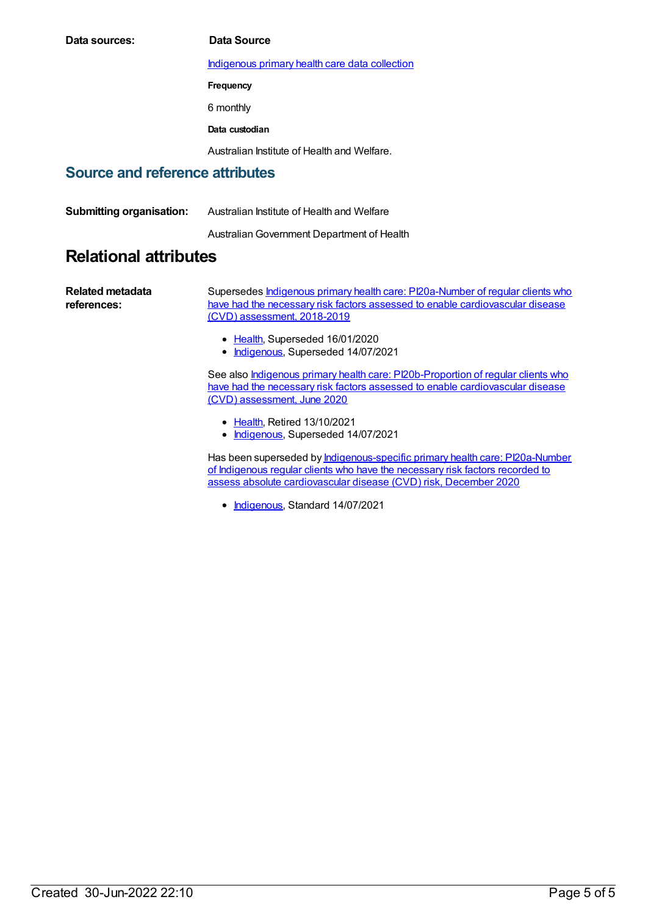**Data sources:**

**Data Source**

Indigenous primary health care data collection

**Frequency**

6 monthly

**Data custodian**

Australian Institute of Health and Welfare.

## Source and reference attributes

**Submitting organisation:** Australian Institute of Health and Welfare

Australian Government Department of Health

# Relational attributes

**Related metadata references:**

Supersedes Indigenous primary health care: PI20a-Number of regular clients who have had the necessary risk factors assessed to enable cardiovascular disease (CVD) assessment, 2018-2019

- Health, Superseded 16/01/2020
- Indigenous, Superseded 14/07/2021

See also Indigenous primary health care: PI20b-Proportion of regular clients who have had the necessary risk factors assessed to enable cardiovascular disease (CVD) assessment, June 2020

- Health, Retired 13/10/2021
- Indigenous, Superseded 14/07/2021

Has been superseded by Indigenous-specific primary health care: PI20a-Number of Indigenous regular clients who have the necessary risk factors recorded to assess absolute cardiovascular disease (CVD) risk, December 2020

- Indigenous, Standard 14/07/2021